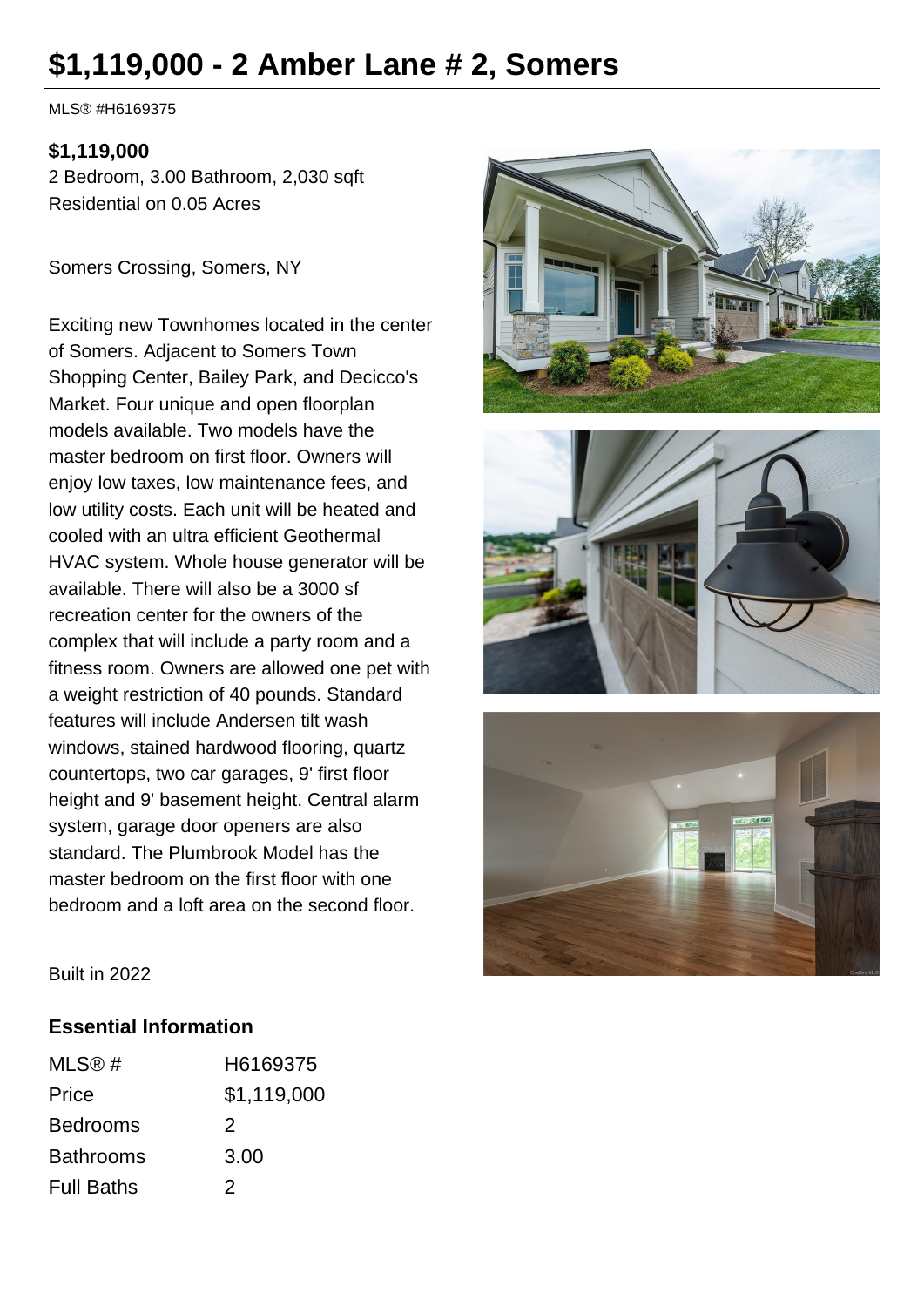# $1,119,000 - 2 Amber Lane # 2, Somers

MLS® #H6169375

**$1,119,000**
2 Bedroom, 3.00 Bathroom, 2,030 sqft
Residential on 0.05 Acres

Somers Crossing, Somers, NY

Exciting new Townhomes located in the center of Somers. Adjacent to Somers Town Shopping Center, Bailey Park, and Decicco's Market. Four unique and open floorplan models available. Two models have the master bedroom on first floor. Owners will enjoy low taxes, low maintenance fees, and low utility costs. Each unit will be heated and cooled with an ultra efficient Geothermal HVAC system. Whole house generator will be available. There will also be a 3000 sf recreation center for the owners of the complex that will include a party room and a fitness room. Owners are allowed one pet with a weight restriction of 40 pounds. Standard features will include Andersen tilt wash windows, stained hardwood flooring, quartz countertops, two car garages, 9' first floor height and 9' basement height. Central alarm system, garage door openers are also standard. The Plumbrook Model has the master bedroom on the first floor with one bedroom and a loft area on the second floor.

Built in 2022

## Essential Information

| | |
|---|---|
| MLS® # | H6169375 |
| Price | $1,119,000 |
| Bedrooms | 2 |
| Bathrooms | 3.00 |
| Full Baths | 2 |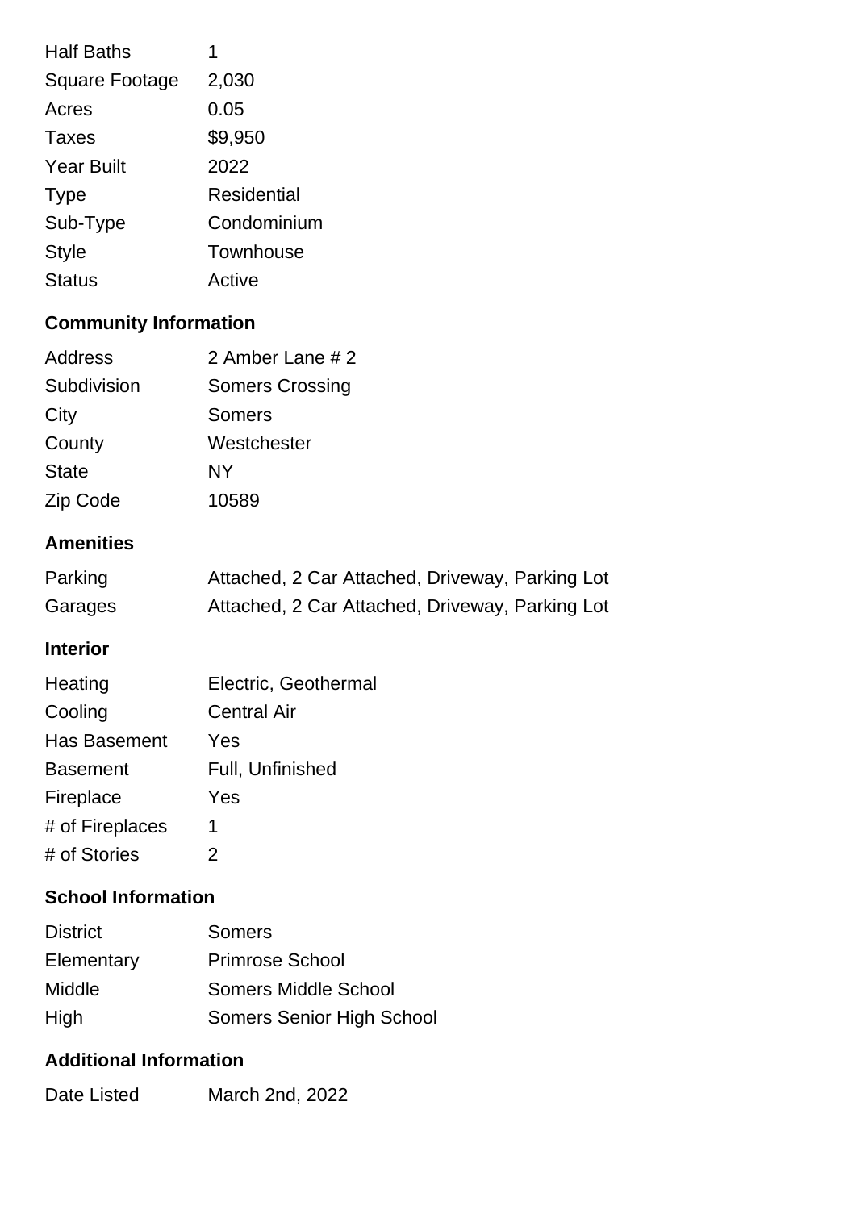| | |
|---|---|
| Half Baths | 1 |
| Square Footage | 2,030 |
| Acres | 0.05 |
| Taxes | $9,950 |
| Year Built | 2022 |
| Type | Residential |
| Sub-Type | Condominium |
| Style | Townhouse |
| Status | Active |

## Community Information

| | |
|---|---|
| Address | 2 Amber Lane # 2 |
| Subdivision | Somers Crossing |
| City | Somers |
| County | Westchester |
| State | NY |
| Zip Code | 10589 |

## Amenities

| | |
|---|---|
| Parking | Attached, 2 Car Attached, Driveway, Parking Lot |
| Garages | Attached, 2 Car Attached, Driveway, Parking Lot |

## Interior

| | |
|---|---|
| Heating | Electric, Geothermal |
| Cooling | Central Air |
| Has Basement | Yes |
| Basement | Full, Unfinished |
| Fireplace | Yes |
| # of Fireplaces | 1 |
| # of Stories | 2 |

## School Information

| | |
|---|---|
| District | Somers |
| Elementary | Primrose School |
| Middle | Somers Middle School |
| High | Somers Senior High School |

## Additional Information

| | |
|---|---|
| Date Listed | March 2nd, 2022 |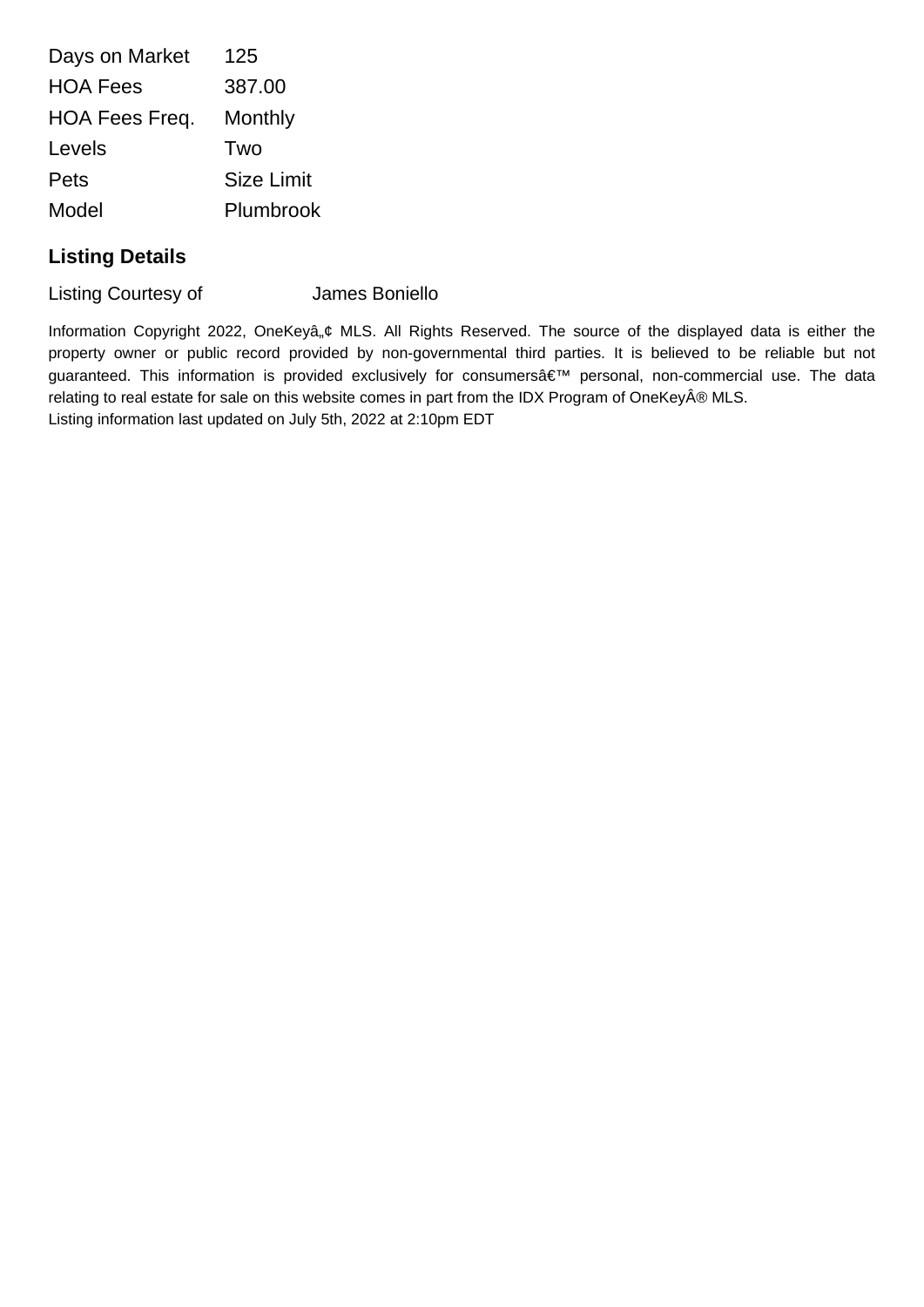| | |
|---|---|
| Days on Market | 125 |
| HOA Fees | 387.00 |
| HOA Fees Freq. | Monthly |
| Levels | Two |
| Pets | Size Limit |
| Model | Plumbrook |

## Listing Details

Listing Courtesy of James Boniello

Information Copyright 2022, OneKeyâ„¢ MLS. All Rights Reserved. The source of the displayed data is either the property owner or public record provided by non-governmental third parties. It is believed to be reliable but not guaranteed. This information is provided exclusively for consumersâ€™ personal, non-commercial use. The data relating to real estate for sale on this website comes in part from the IDX Program of OneKeyÂ® MLS.
Listing information last updated on July 5th, 2022 at 2:10pm EDT